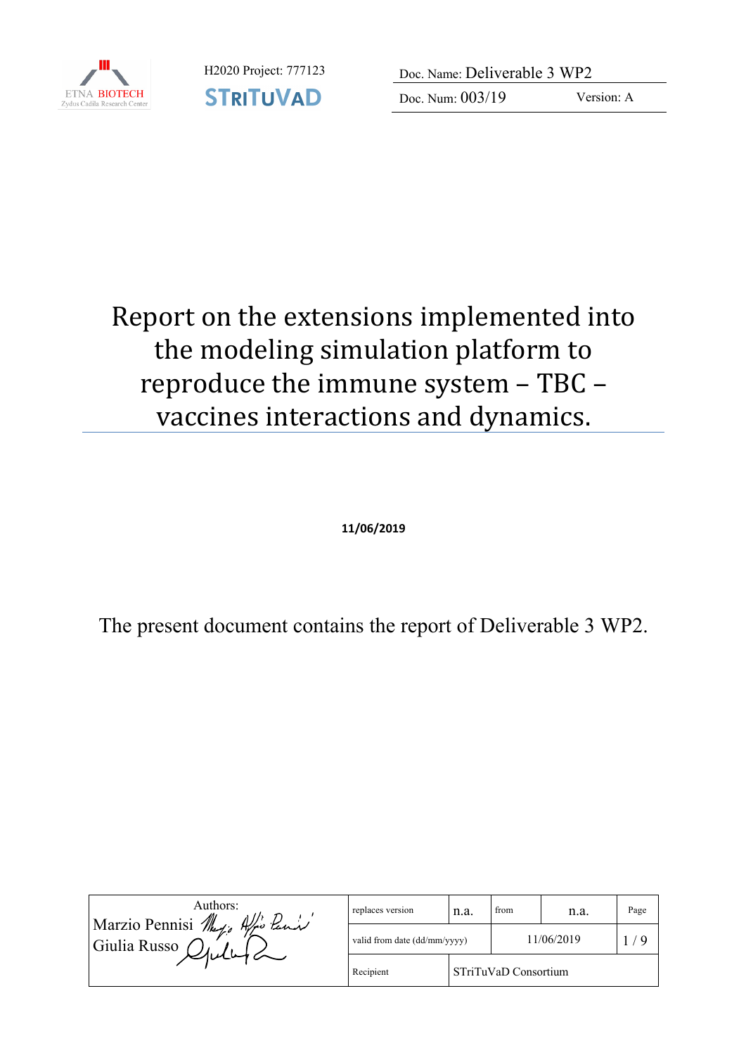ETNA BIOTECH
Zydus Cadila Research Center

H2020 Project: 777123

STRITUVAD

| Doc. Name: Deliverable 3 WP2 | |
|---|---|
| Doc. Num: 003/19 | Version: A |

# Report on the extensions implemented into the modeling simulation platform to reproduce the immune system – TBC – vaccines interactions and dynamics.

**11/06/2019**

The present document contains the report of Deliverable 3 WP2.

| Authors: Marzio Pennisi, Giulia Russo | replaces version | n.a. | from | n.a. | Page |
|---|---|---|---|---|---|
| | valid from date (dd/mm/yyyy) | | 11/06/2019 | | 1 / 9 |
| | Recipient | STriTuVaD Consortium | | | |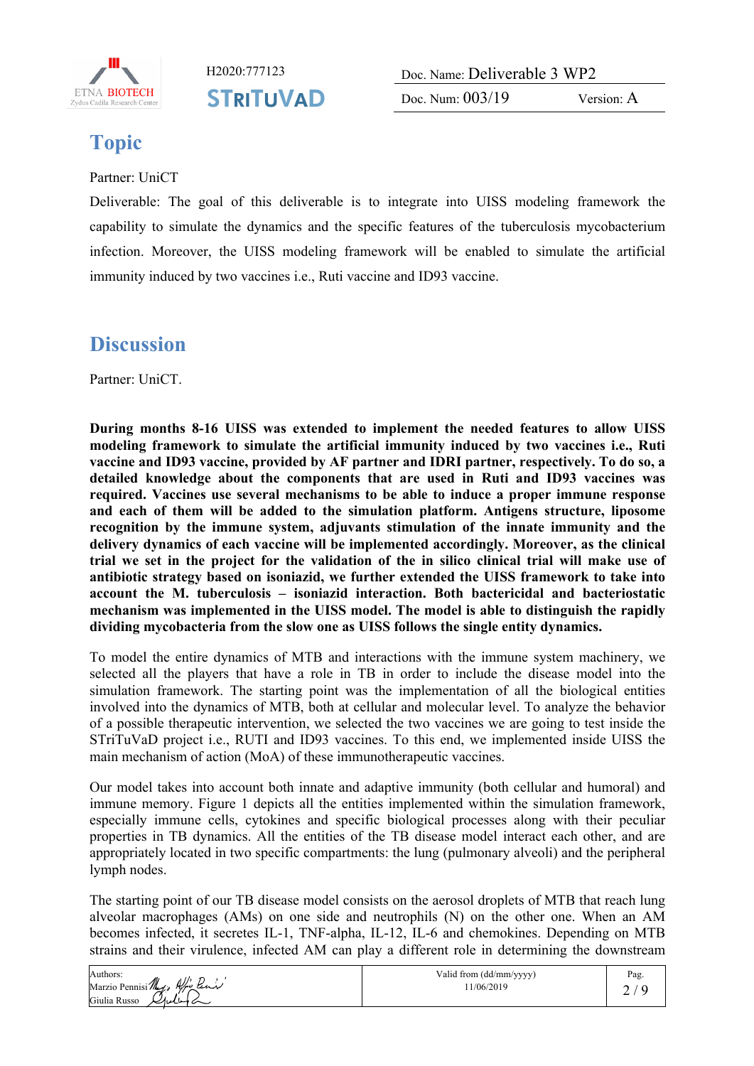# Topic

Partner: UniCT

Deliverable: The goal of this deliverable is to integrate into UISS modeling framework the capability to simulate the dynamics and the specific features of the tuberculosis mycobacterium infection. Moreover, the UISS modeling framework will be enabled to simulate the artificial immunity induced by two vaccines i.e., Ruti vaccine and ID93 vaccine.

# Discussion

Partner: UniCT.

**During months 8-16 UISS was extended to implement the needed features to allow UISS modeling framework to simulate the artificial immunity induced by two vaccines i.e., Ruti vaccine and ID93 vaccine, provided by AF partner and IDRI partner, respectively. To do so, a detailed knowledge about the components that are used in Ruti and ID93 vaccines was required. Vaccines use several mechanisms to be able to induce a proper immune response and each of them will be added to the simulation platform. Antigens structure, liposome recognition by the immune system, adjuvants stimulation of the innate immunity and the delivery dynamics of each vaccine will be implemented accordingly. Moreover, as the clinical trial we set in the project for the validation of the in silico clinical trial will make use of antibiotic strategy based on isoniazid, we further extended the UISS framework to take into account the M. tuberculosis – isoniazid interaction. Both bactericidal and bacteriostatic mechanism was implemented in the UISS model. The model is able to distinguish the rapidly dividing mycobacteria from the slow one as UISS follows the single entity dynamics.**

To model the entire dynamics of MTB and interactions with the immune system machinery, we selected all the players that have a role in TB in order to include the disease model into the simulation framework. The starting point was the implementation of all the biological entities involved into the dynamics of MTB, both at cellular and molecular level. To analyze the behavior of a possible therapeutic intervention, we selected the two vaccines we are going to test inside the STriTuVaD project i.e., RUTI and ID93 vaccines. To this end, we implemented inside UISS the main mechanism of action (MoA) of these immunotherapeutic vaccines.

Our model takes into account both innate and adaptive immunity (both cellular and humoral) and immune memory. Figure 1 depicts all the entities implemented within the simulation framework, especially immune cells, cytokines and specific biological processes along with their peculiar properties in TB dynamics. All the entities of the TB disease model interact each other, and are appropriately located in two specific compartments: the lung (pulmonary alveoli) and the peripheral lymph nodes.

The starting point of our TB disease model consists on the aerosol droplets of MTB that reach lung alveolar macrophages (AMs) on one side and neutrophils (N) on the other one. When an AM becomes infected, it secretes IL-1, TNF-alpha, IL-12, IL-6 and chemokines. Depending on MTB strains and their virulence, infected AM can play a different role in determining the downstream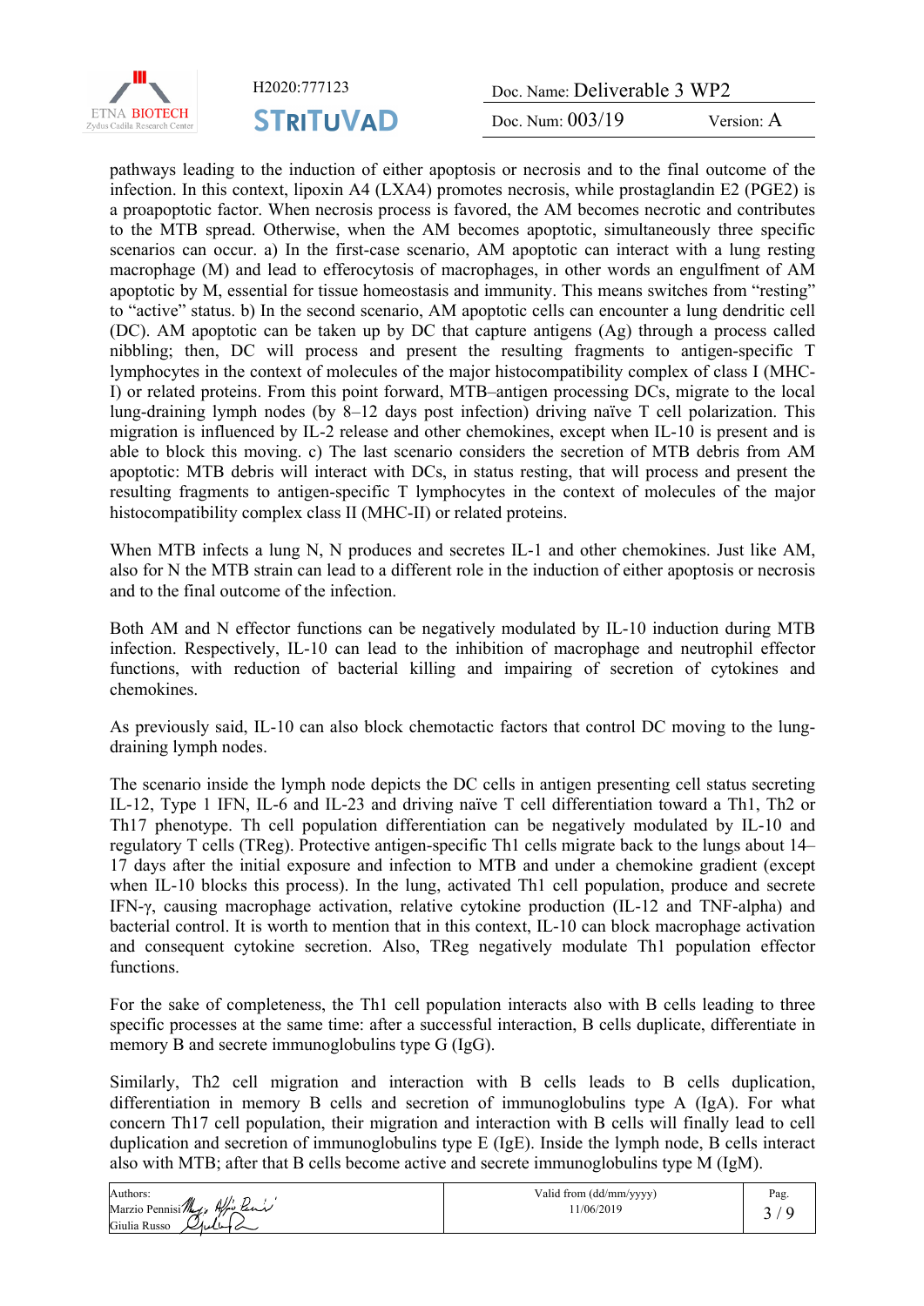pathways leading to the induction of either apoptosis or necrosis and to the final outcome of the infection. In this context, lipoxin A4 (LXA4) promotes necrosis, while prostaglandin E2 (PGE2) is a proapoptotic factor. When necrosis process is favored, the AM becomes necrotic and contributes to the MTB spread. Otherwise, when the AM becomes apoptotic, simultaneously three specific scenarios can occur. a) In the first-case scenario, AM apoptotic can interact with a lung resting macrophage (M) and lead to efferocytosis of macrophages, in other words an engulfment of AM apoptotic by M, essential for tissue homeostasis and immunity. This means switches from "resting" to "active" status. b) In the second scenario, AM apoptotic cells can encounter a lung dendritic cell (DC). AM apoptotic can be taken up by DC that capture antigens (Ag) through a process called nibbling; then, DC will process and present the resulting fragments to antigen-specific T lymphocytes in the context of molecules of the major histocompatibility complex of class I (MHC-I) or related proteins. From this point forward, MTB–antigen processing DCs, migrate to the local lung-draining lymph nodes (by 8–12 days post infection) driving naïve T cell polarization. This migration is influenced by IL-2 release and other chemokines, except when IL-10 is present and is able to block this moving. c) The last scenario considers the secretion of MTB debris from AM apoptotic: MTB debris will interact with DCs, in status resting, that will process and present the resulting fragments to antigen-specific T lymphocytes in the context of molecules of the major histocompatibility complex class II (MHC-II) or related proteins.

When MTB infects a lung N, N produces and secretes IL-1 and other chemokines. Just like AM, also for N the MTB strain can lead to a different role in the induction of either apoptosis or necrosis and to the final outcome of the infection.

Both AM and N effector functions can be negatively modulated by IL-10 induction during MTB infection. Respectively, IL-10 can lead to the inhibition of macrophage and neutrophil effector functions, with reduction of bacterial killing and impairing of secretion of cytokines and chemokines.

As previously said, IL-10 can also block chemotactic factors that control DC moving to the lung-draining lymph nodes.

The scenario inside the lymph node depicts the DC cells in antigen presenting cell status secreting IL-12, Type 1 IFN, IL-6 and IL-23 and driving naïve T cell differentiation toward a Th1, Th2 or Th17 phenotype. Th cell population differentiation can be negatively modulated by IL-10 and regulatory T cells (TReg). Protective antigen-specific Th1 cells migrate back to the lungs about 14–17 days after the initial exposure and infection to MTB and under a chemokine gradient (except when IL-10 blocks this process). In the lung, activated Th1 cell population, produce and secrete IFN-γ, causing macrophage activation, relative cytokine production (IL-12 and TNF-alpha) and bacterial control. It is worth to mention that in this context, IL-10 can block macrophage activation and consequent cytokine secretion. Also, TReg negatively modulate Th1 population effector functions.

For the sake of completeness, the Th1 cell population interacts also with B cells leading to three specific processes at the same time: after a successful interaction, B cells duplicate, differentiate in memory B and secrete immunoglobulins type G (IgG).

Similarly, Th2 cell migration and interaction with B cells leads to B cells duplication, differentiation in memory B cells and secretion of immunoglobulins type A (IgA). For what concern Th17 cell population, their migration and interaction with B cells will finally lead to cell duplication and secretion of immunoglobulins type E (IgE). Inside the lymph node, B cells interact also with MTB; after that B cells become active and secrete immunoglobulins type M (IgM).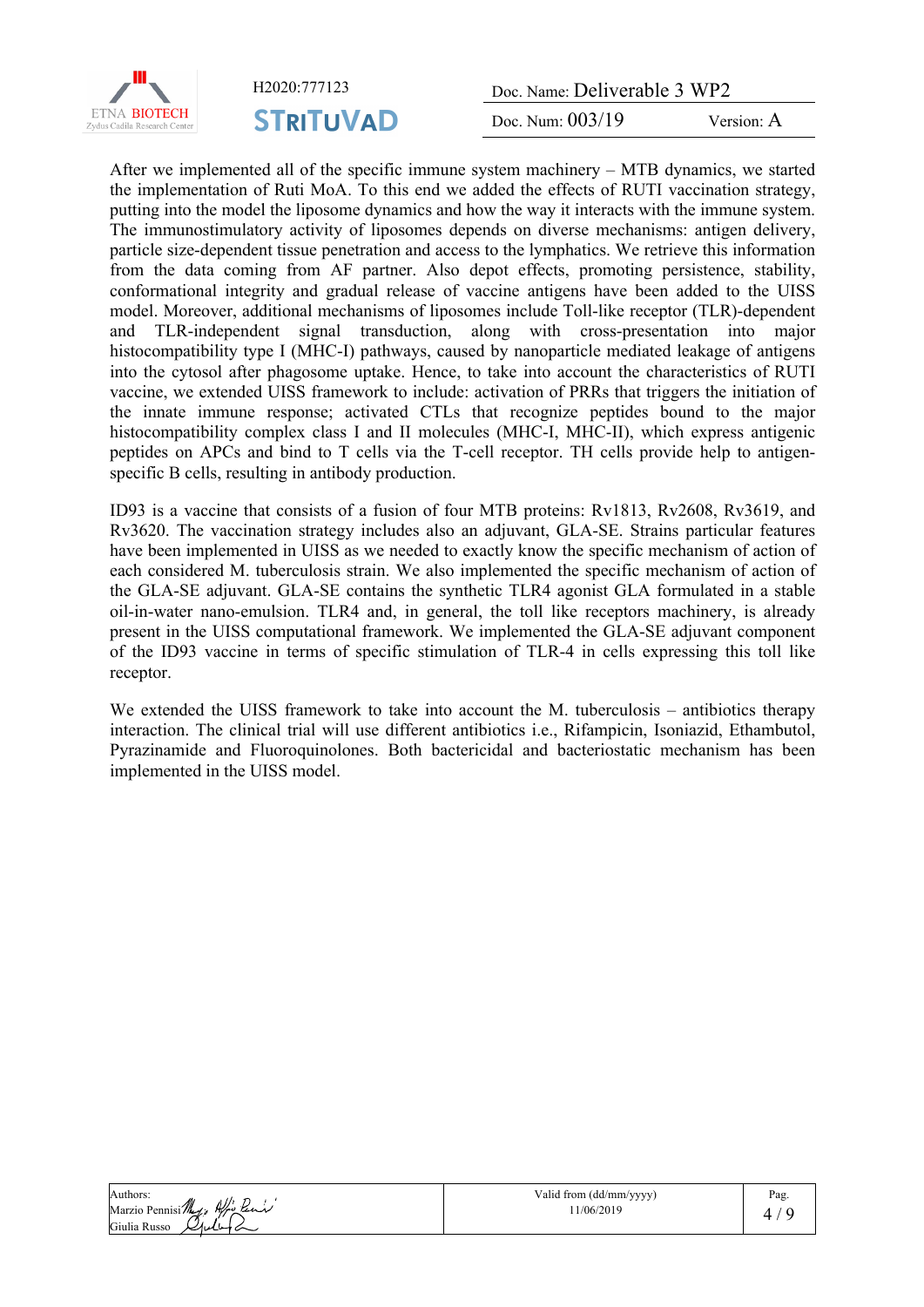After we implemented all of the specific immune system machinery – MTB dynamics, we started the implementation of Ruti MoA. To this end we added the effects of RUTI vaccination strategy, putting into the model the liposome dynamics and how the way it interacts with the immune system. The immunostimulatory activity of liposomes depends on diverse mechanisms: antigen delivery, particle size-dependent tissue penetration and access to the lymphatics. We retrieve this information from the data coming from AF partner. Also depot effects, promoting persistence, stability, conformational integrity and gradual release of vaccine antigens have been added to the UISS model. Moreover, additional mechanisms of liposomes include Toll-like receptor (TLR)-dependent and TLR-independent signal transduction, along with cross-presentation into major histocompatibility type I (MHC-I) pathways, caused by nanoparticle mediated leakage of antigens into the cytosol after phagosome uptake. Hence, to take into account the characteristics of RUTI vaccine, we extended UISS framework to include: activation of PRRs that triggers the initiation of the innate immune response; activated CTLs that recognize peptides bound to the major histocompatibility complex class I and II molecules (MHC-I, MHC-II), which express antigenic peptides on APCs and bind to T cells via the T-cell receptor. TH cells provide help to antigen-specific B cells, resulting in antibody production.

ID93 is a vaccine that consists of a fusion of four MTB proteins: Rv1813, Rv2608, Rv3619, and Rv3620. The vaccination strategy includes also an adjuvant, GLA-SE. Strains particular features have been implemented in UISS as we needed to exactly know the specific mechanism of action of each considered M. tuberculosis strain. We also implemented the specific mechanism of action of the GLA-SE adjuvant. GLA-SE contains the synthetic TLR4 agonist GLA formulated in a stable oil-in-water nano-emulsion. TLR4 and, in general, the toll like receptors machinery, is already present in the UISS computational framework. We implemented the GLA-SE adjuvant component of the ID93 vaccine in terms of specific stimulation of TLR-4 in cells expressing this toll like receptor.

We extended the UISS framework to take into account the M. tuberculosis – antibiotics therapy interaction. The clinical trial will use different antibiotics i.e., Rifampicin, Isoniazid, Ethambutol, Pyrazinamide and Fluoroquinolones. Both bactericidal and bacteriostatic mechanism has been implemented in the UISS model.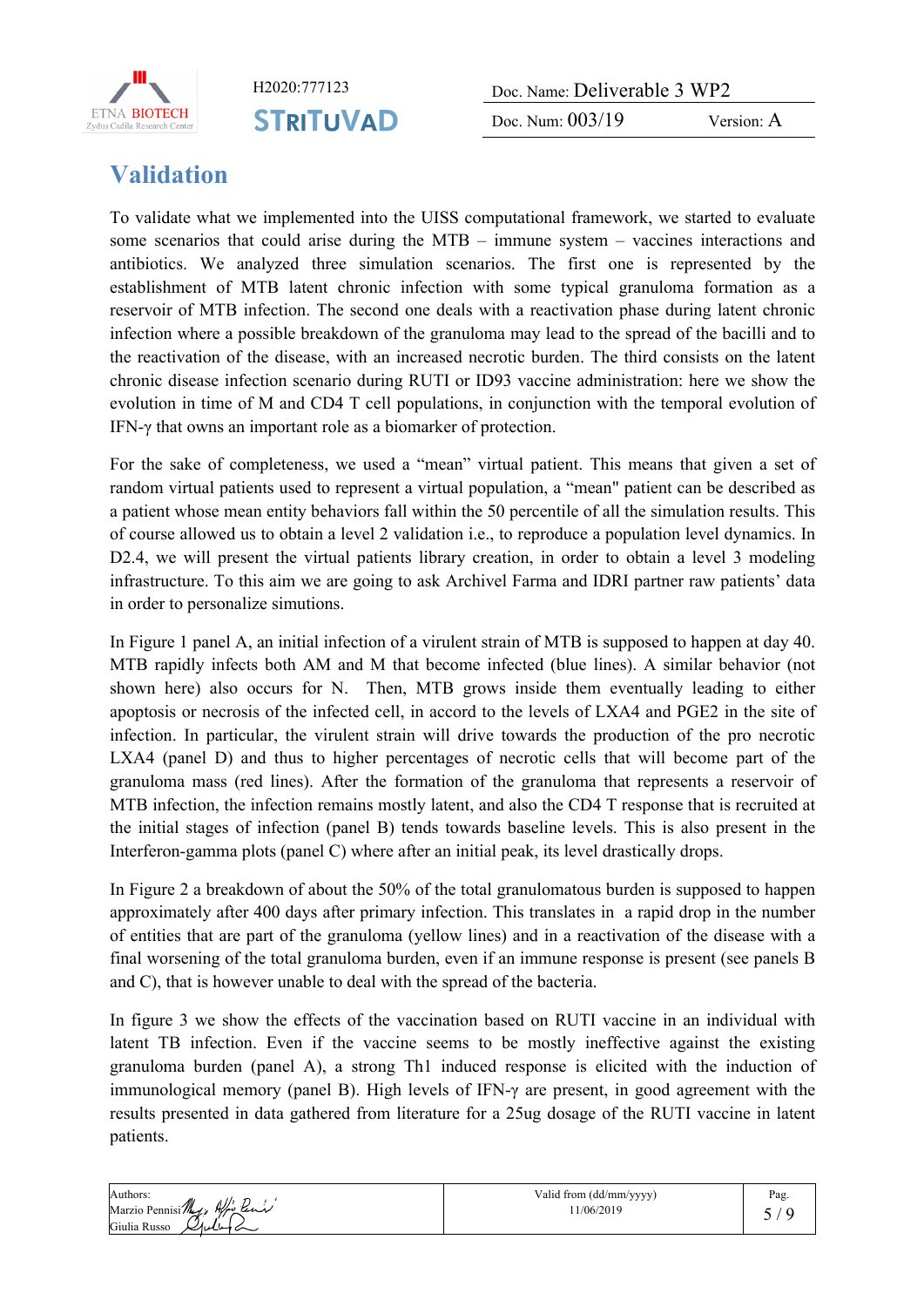# Validation

To validate what we implemented into the UISS computational framework, we started to evaluate some scenarios that could arise during the MTB – immune system – vaccines interactions and antibiotics. We analyzed three simulation scenarios. The first one is represented by the establishment of MTB latent chronic infection with some typical granuloma formation as a reservoir of MTB infection. The second one deals with a reactivation phase during latent chronic infection where a possible breakdown of the granuloma may lead to the spread of the bacilli and to the reactivation of the disease, with an increased necrotic burden. The third consists on the latent chronic disease infection scenario during RUTI or ID93 vaccine administration: here we show the evolution in time of M and CD4 T cell populations, in conjunction with the temporal evolution of IFN-γ that owns an important role as a biomarker of protection.

For the sake of completeness, we used a "mean" virtual patient. This means that given a set of random virtual patients used to represent a virtual population, a "mean" patient can be described as a patient whose mean entity behaviors fall within the 50 percentile of all the simulation results. This of course allowed us to obtain a level 2 validation i.e., to reproduce a population level dynamics. In D2.4, we will present the virtual patients library creation, in order to obtain a level 3 modeling infrastructure. To this aim we are going to ask Archivel Farma and IDRI partner raw patients' data in order to personalize simutions.

In Figure 1 panel A, an initial infection of a virulent strain of MTB is supposed to happen at day 40. MTB rapidly infects both AM and M that become infected (blue lines). A similar behavior (not shown here) also occurs for N. Then, MTB grows inside them eventually leading to either apoptosis or necrosis of the infected cell, in accord to the levels of LXA4 and PGE2 in the site of infection. In particular, the virulent strain will drive towards the production of the pro necrotic LXA4 (panel D) and thus to higher percentages of necrotic cells that will become part of the granuloma mass (red lines). After the formation of the granuloma that represents a reservoir of MTB infection, the infection remains mostly latent, and also the CD4 T response that is recruited at the initial stages of infection (panel B) tends towards baseline levels. This is also present in the Interferon-gamma plots (panel C) where after an initial peak, its level drastically drops.

In Figure 2 a breakdown of about the 50% of the total granulomatous burden is supposed to happen approximately after 400 days after primary infection. This translates in a rapid drop in the number of entities that are part of the granuloma (yellow lines) and in a reactivation of the disease with a final worsening of the total granuloma burden, even if an immune response is present (see panels B and C), that is however unable to deal with the spread of the bacteria.

In figure 3 we show the effects of the vaccination based on RUTI vaccine in an individual with latent TB infection. Even if the vaccine seems to be mostly ineffective against the existing granuloma burden (panel A), a strong Th1 induced response is elicited with the induction of immunological memory (panel B). High levels of IFN-γ are present, in good agreement with the results presented in data gathered from literature for a 25ug dosage of the RUTI vaccine in latent patients.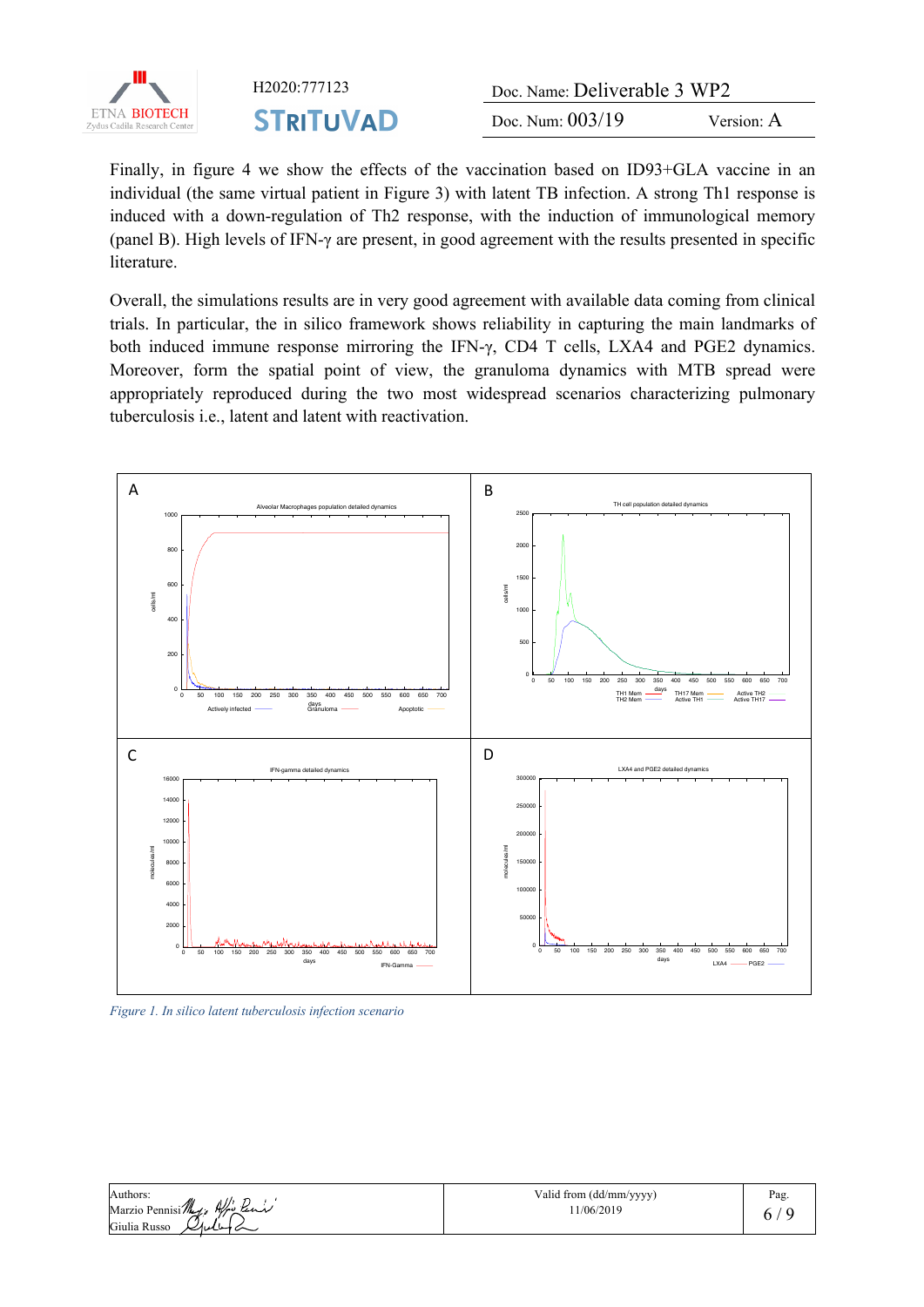Finally, in figure 4 we show the effects of the vaccination based on ID93+GLA vaccine in an individual (the same virtual patient in Figure 3) with latent TB infection. A strong Th1 response is induced with a down-regulation of Th2 response, with the induction of immunological memory (panel B). High levels of IFN-γ are present, in good agreement with the results presented in specific literature.

Overall, the simulations results are in very good agreement with available data coming from clinical trials. In particular, the in silico framework shows reliability in capturing the main landmarks of both induced immune response mirroring the IFN-γ, CD4 T cells, LXA4 and PGE2 dynamics. Moreover, form the spatial point of view, the granuloma dynamics with MTB spread were appropriately reproduced during the two most widespread scenarios characterizing pulmonary tuberculosis i.e., latent and latent with reactivation.

*Figure 1. In silico latent tuberculosis infection scenario*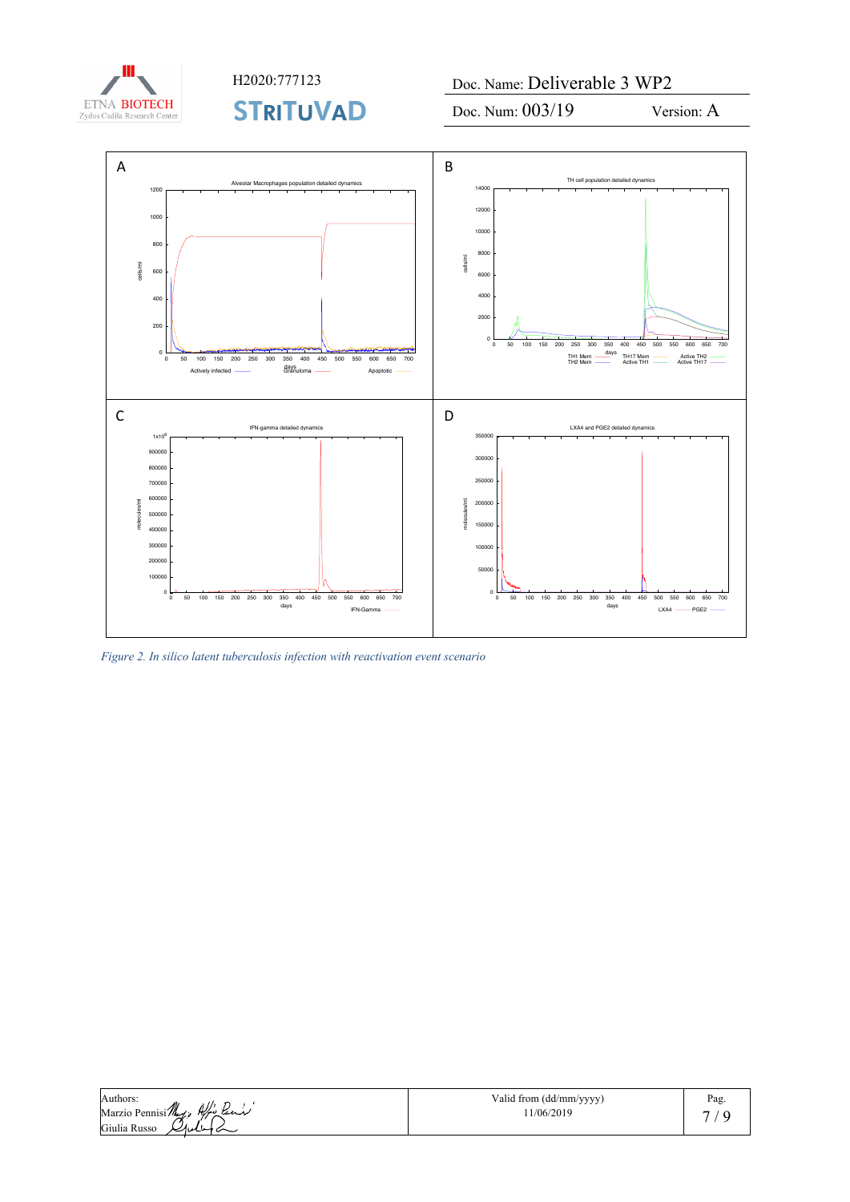*Figure 2. In silico latent tuberculosis infection with reactivation event scenario*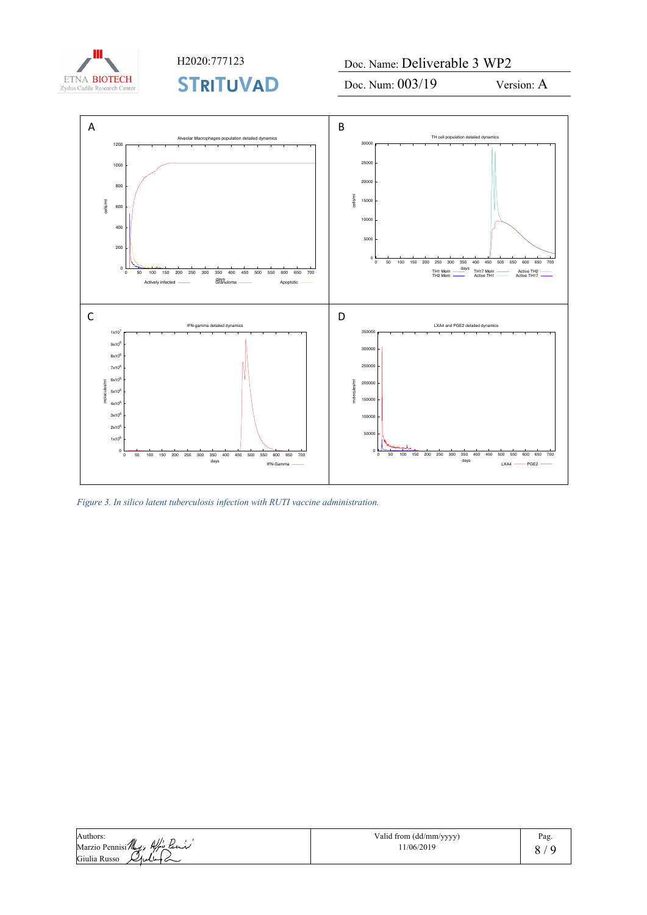Figure 3. *In silico latent tuberculosis infection with RUTI vaccine administration.*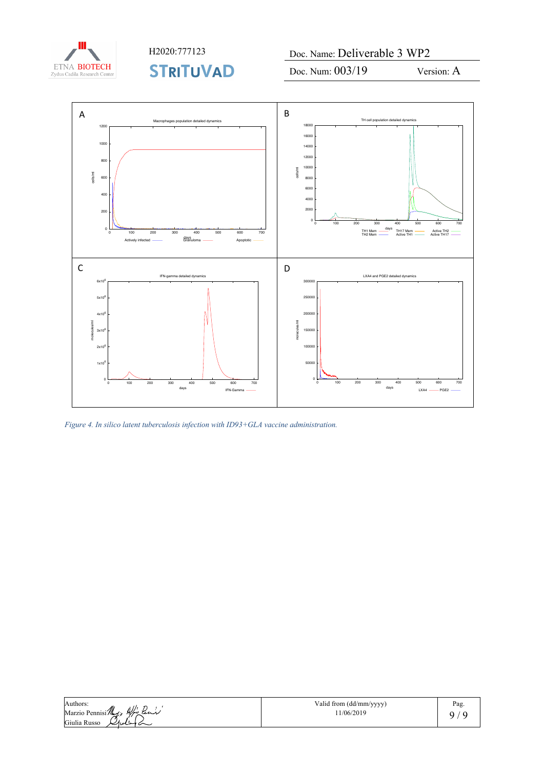A

Macrophages population detailed dynamics

cells/ml

1200
1000
800
600
400
200
0

0 100 200 300 400 500 600 700

days

Actively infected
Granuloma
Apoptotic

B

TH cell population detailed dynamics

cells/ml

18000
16000
14000
12000
10000
8000
6000
4000
2000
0

0 100 200 300 400 500 600 700

days

TH1 Mem
TH2 Mem
TH17 Mem
Active TH1
Active TH2
Active TH17

C

IFN-gamma detailed dynamics

molecules/ml

$6x10^6$
$5x10^6$
$4x10^6$
$3x10^6$
$2x10^6$
$1x10^6$
0

0 100 200 300 400 500 600 700

days

IFN-Gamma

D

LXA4 and PGE2 detailed dynamics

molecules/ml

300000
250000
200000
150000
100000
50000
0

0 100 200 300 400 500 600 700

days

LXA4
PGE2

*Figure 4. In silico latent tuberculosis infection with ID93+GLA vaccine administration.*